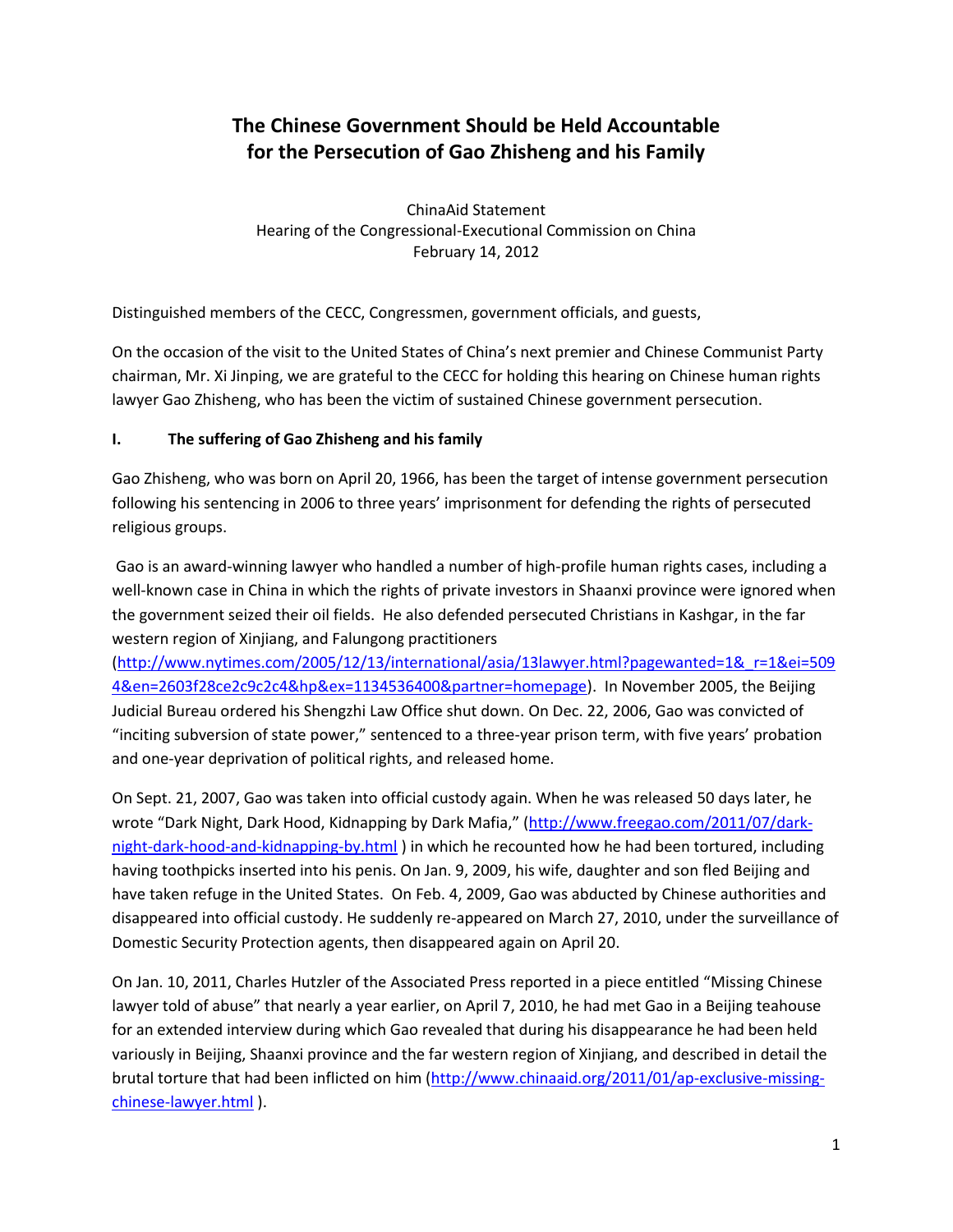# The Chinese Government Should be Held Accountable for the Persecution of Gao Zhisheng and his Family

ChinaAid Statement
Hearing of the Congressional-Executional Commission on China
February 14, 2012

Distinguished members of the CECC, Congressmen, government officials, and guests,

On the occasion of the visit to the United States of China's next premier and Chinese Communist Party chairman, Mr. Xi Jinping, we are grateful to the CECC for holding this hearing on Chinese human rights lawyer Gao Zhisheng, who has been the victim of sustained Chinese government persecution.

## I. The suffering of Gao Zhisheng and his family

Gao Zhisheng, who was born on April 20, 1966, has been the target of intense government persecution following his sentencing in 2006 to three years' imprisonment for defending the rights of persecuted religious groups.

Gao is an award-winning lawyer who handled a number of high-profile human rights cases, including a well-known case in China in which the rights of private investors in Shaanxi province were ignored when the government seized their oil fields. He also defended persecuted Christians in Kashgar, in the far western region of Xinjiang, and Falungong practitioners (http://www.nytimes.com/2005/12/13/international/asia/13lawyer.html?pagewanted=1&_r=1&ei=5094&en=2603f28ce2c9c2c4&hp&ex=1134536400&partner=homepage). In November 2005, the Beijing Judicial Bureau ordered his Shengzhi Law Office shut down. On Dec. 22, 2006, Gao was convicted of "inciting subversion of state power," sentenced to a three-year prison term, with five years' probation and one-year deprivation of political rights, and released home.

On Sept. 21, 2007, Gao was taken into official custody again. When he was released 50 days later, he wrote "Dark Night, Dark Hood, Kidnapping by Dark Mafia," (http://www.freegao.com/2011/07/dark-night-dark-hood-and-kidnapping-by.html ) in which he recounted how he had been tortured, including having toothpicks inserted into his penis. On Jan. 9, 2009, his wife, daughter and son fled Beijing and have taken refuge in the United States. On Feb. 4, 2009, Gao was abducted by Chinese authorities and disappeared into official custody. He suddenly re-appeared on March 27, 2010, under the surveillance of Domestic Security Protection agents, then disappeared again on April 20.

On Jan. 10, 2011, Charles Hutzler of the Associated Press reported in a piece entitled "Missing Chinese lawyer told of abuse" that nearly a year earlier, on April 7, 2010, he had met Gao in a Beijing teahouse for an extended interview during which Gao revealed that during his disappearance he had been held variously in Beijing, Shaanxi province and the far western region of Xinjiang, and described in detail the brutal torture that had been inflicted on him (http://www.chinaaid.org/2011/01/ap-exclusive-missing-chinese-lawyer.html ).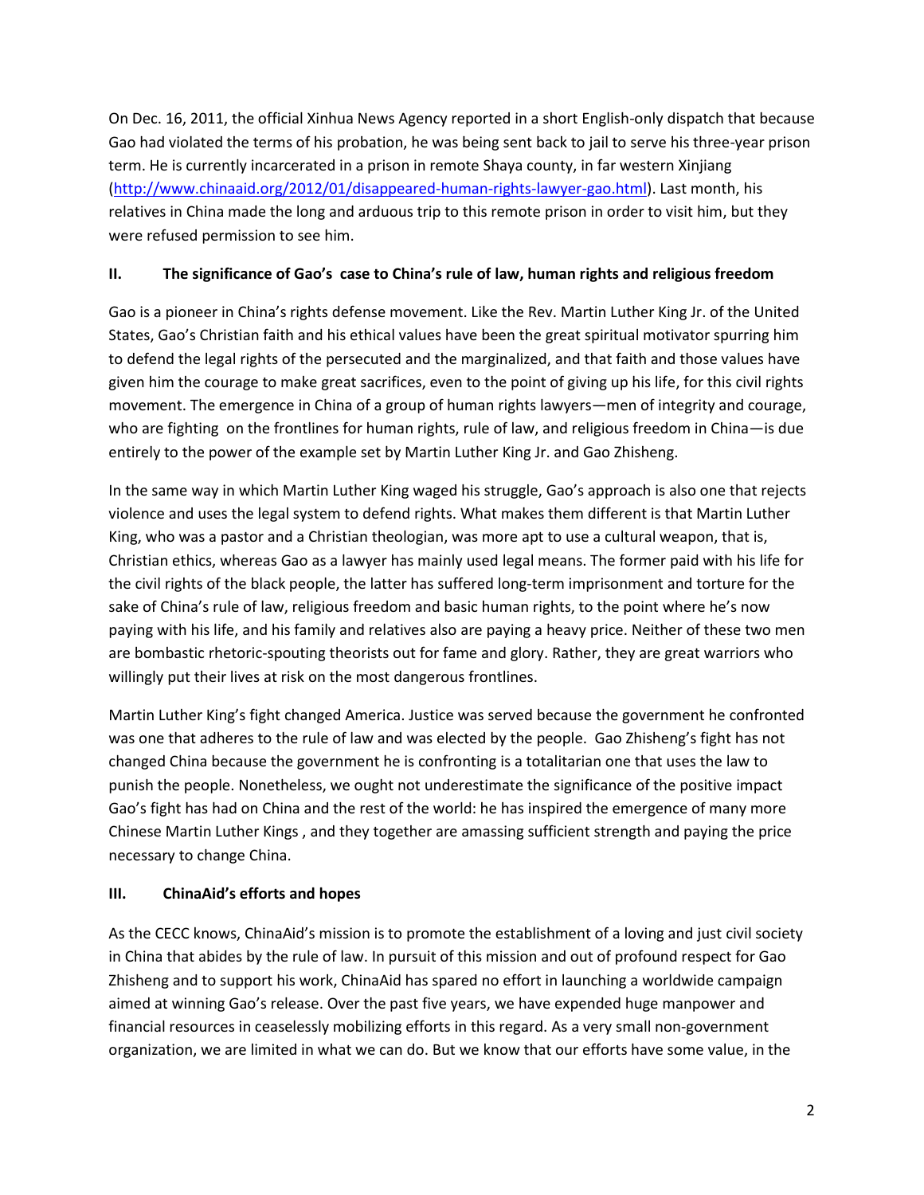On Dec. 16, 2011, the official Xinhua News Agency reported in a short English-only dispatch that because Gao had violated the terms of his probation, he was being sent back to jail to serve his three-year prison term. He is currently incarcerated in a prison in remote Shaya county, in far western Xinjiang (http://www.chinaaid.org/2012/01/disappeared-human-rights-lawyer-gao.html). Last month, his relatives in China made the long and arduous trip to this remote prison in order to visit him, but they were refused permission to see him.

## II. The significance of Gao's case to China's rule of law, human rights and religious freedom

Gao is a pioneer in China's rights defense movement. Like the Rev. Martin Luther King Jr. of the United States, Gao's Christian faith and his ethical values have been the great spiritual motivator spurring him to defend the legal rights of the persecuted and the marginalized, and that faith and those values have given him the courage to make great sacrifices, even to the point of giving up his life, for this civil rights movement. The emergence in China of a group of human rights lawyers—men of integrity and courage, who are fighting on the frontlines for human rights, rule of law, and religious freedom in China—is due entirely to the power of the example set by Martin Luther King Jr. and Gao Zhisheng.

In the same way in which Martin Luther King waged his struggle, Gao's approach is also one that rejects violence and uses the legal system to defend rights. What makes them different is that Martin Luther King, who was a pastor and a Christian theologian, was more apt to use a cultural weapon, that is, Christian ethics, whereas Gao as a lawyer has mainly used legal means. The former paid with his life for the civil rights of the black people, the latter has suffered long-term imprisonment and torture for the sake of China's rule of law, religious freedom and basic human rights, to the point where he's now paying with his life, and his family and relatives also are paying a heavy price. Neither of these two men are bombastic rhetoric-spouting theorists out for fame and glory. Rather, they are great warriors who willingly put their lives at risk on the most dangerous frontlines.

Martin Luther King's fight changed America. Justice was served because the government he confronted was one that adheres to the rule of law and was elected by the people. Gao Zhisheng's fight has not changed China because the government he is confronting is a totalitarian one that uses the law to punish the people. Nonetheless, we ought not underestimate the significance of the positive impact Gao's fight has had on China and the rest of the world: he has inspired the emergence of many more Chinese Martin Luther Kings , and they together are amassing sufficient strength and paying the price necessary to change China.

## III. ChinaAid's efforts and hopes

As the CECC knows, ChinaAid's mission is to promote the establishment of a loving and just civil society in China that abides by the rule of law. In pursuit of this mission and out of profound respect for Gao Zhisheng and to support his work, ChinaAid has spared no effort in launching a worldwide campaign aimed at winning Gao's release. Over the past five years, we have expended huge manpower and financial resources in ceaselessly mobilizing efforts in this regard. As a very small non-government organization, we are limited in what we can do. But we know that our efforts have some value, in the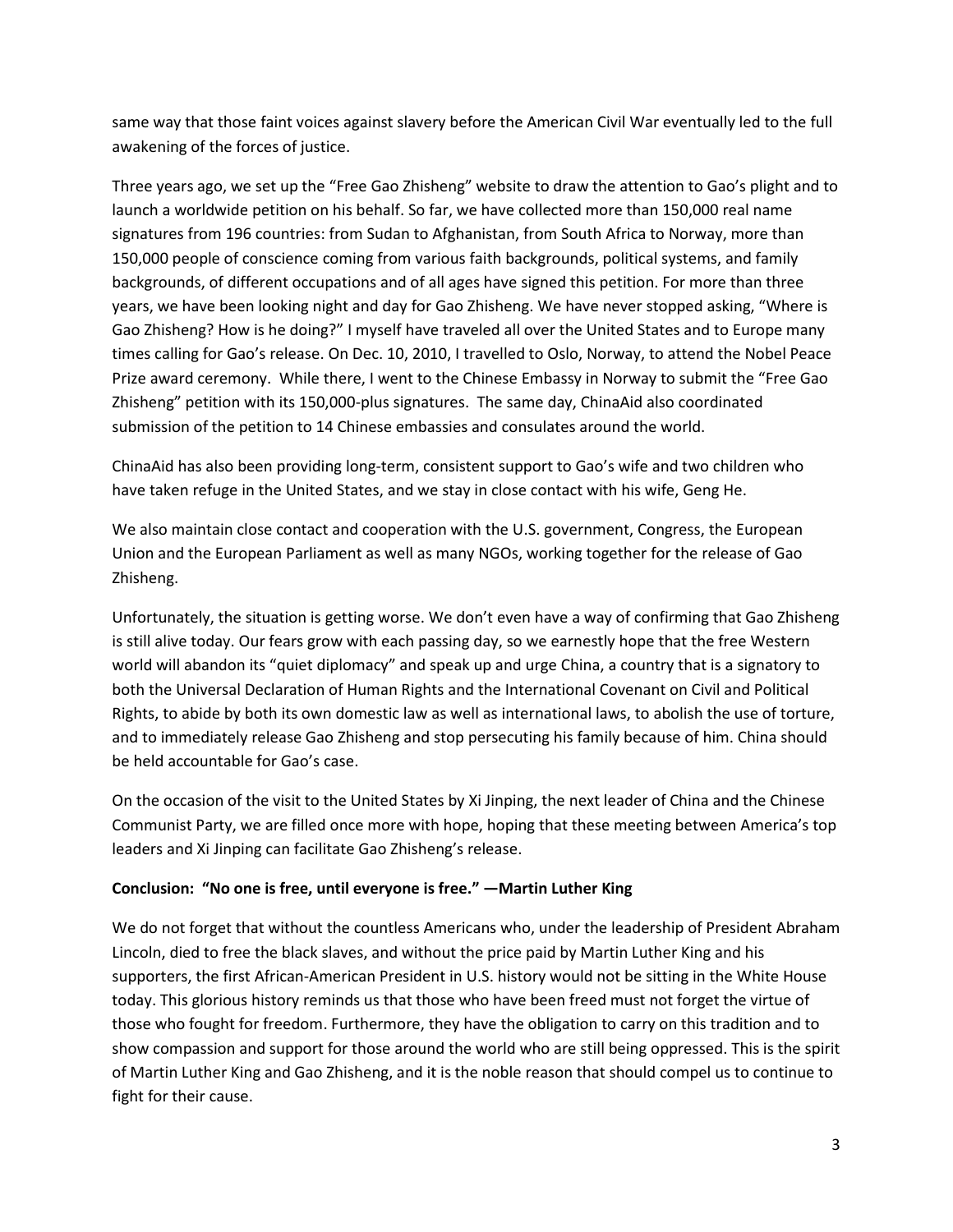same way that those faint voices against slavery before the American Civil War eventually led to the full awakening of the forces of justice.

Three years ago, we set up the "Free Gao Zhisheng" website to draw the attention to Gao's plight and to launch a worldwide petition on his behalf. So far, we have collected more than 150,000 real name signatures from 196 countries: from Sudan to Afghanistan, from South Africa to Norway, more than 150,000 people of conscience coming from various faith backgrounds, political systems, and family backgrounds, of different occupations and of all ages have signed this petition. For more than three years, we have been looking night and day for Gao Zhisheng. We have never stopped asking, "Where is Gao Zhisheng? How is he doing?" I myself have traveled all over the United States and to Europe many times calling for Gao's release. On Dec. 10, 2010, I travelled to Oslo, Norway, to attend the Nobel Peace Prize award ceremony. While there, I went to the Chinese Embassy in Norway to submit the "Free Gao Zhisheng" petition with its 150,000-plus signatures. The same day, ChinaAid also coordinated submission of the petition to 14 Chinese embassies and consulates around the world.

ChinaAid has also been providing long-term, consistent support to Gao's wife and two children who have taken refuge in the United States, and we stay in close contact with his wife, Geng He.

We also maintain close contact and cooperation with the U.S. government, Congress, the European Union and the European Parliament as well as many NGOs, working together for the release of Gao Zhisheng.

Unfortunately, the situation is getting worse. We don't even have a way of confirming that Gao Zhisheng is still alive today. Our fears grow with each passing day, so we earnestly hope that the free Western world will abandon its "quiet diplomacy" and speak up and urge China, a country that is a signatory to both the Universal Declaration of Human Rights and the International Covenant on Civil and Political Rights, to abide by both its own domestic law as well as international laws, to abolish the use of torture, and to immediately release Gao Zhisheng and stop persecuting his family because of him. China should be held accountable for Gao's case.

On the occasion of the visit to the United States by Xi Jinping, the next leader of China and the Chinese Communist Party, we are filled once more with hope, hoping that these meeting between America's top leaders and Xi Jinping can facilitate Gao Zhisheng's release.

**Conclusion: "No one is free, until everyone is free." —Martin Luther King**

We do not forget that without the countless Americans who, under the leadership of President Abraham Lincoln, died to free the black slaves, and without the price paid by Martin Luther King and his supporters, the first African-American President in U.S. history would not be sitting in the White House today. This glorious history reminds us that those who have been freed must not forget the virtue of those who fought for freedom. Furthermore, they have the obligation to carry on this tradition and to show compassion and support for those around the world who are still being oppressed. This is the spirit of Martin Luther King and Gao Zhisheng, and it is the noble reason that should compel us to continue to fight for their cause.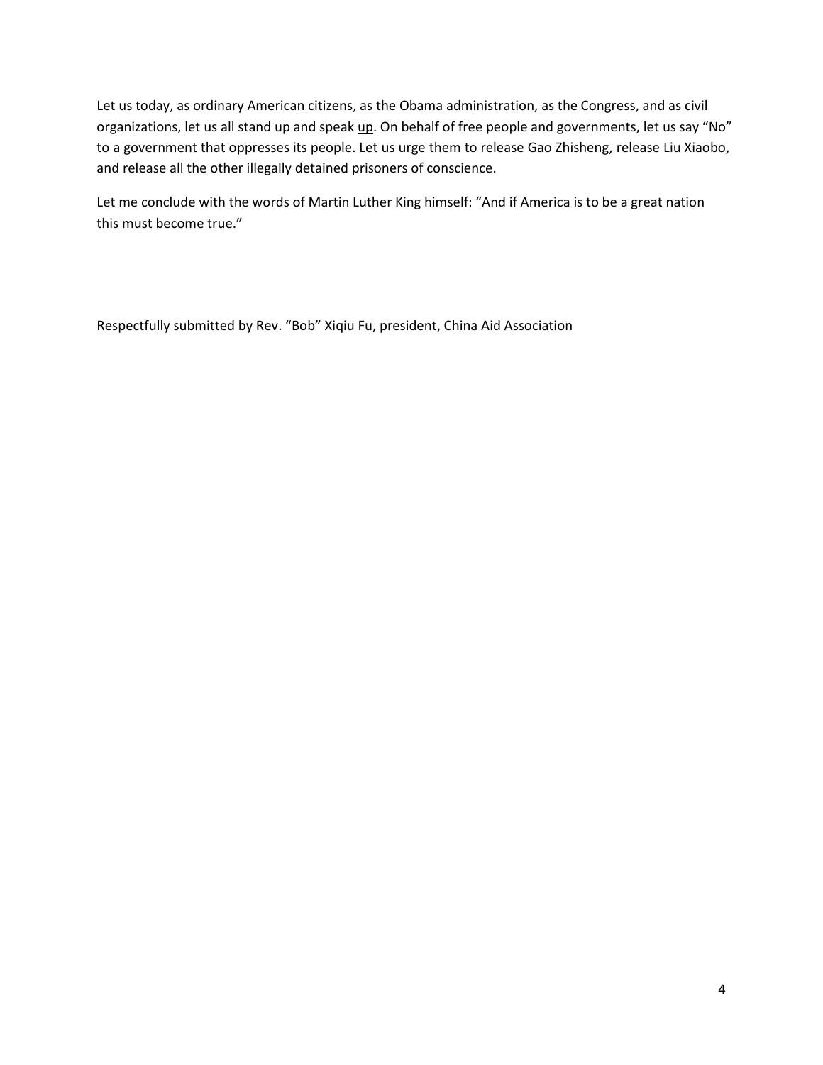Let us today, as ordinary American citizens, as the Obama administration, as the Congress, and as civil organizations, let us all stand up and speak <u>up</u>. On behalf of free people and governments, let us say "No" to a government that oppresses its people. Let us urge them to release Gao Zhisheng, release Liu Xiaobo, and release all the other illegally detained prisoners of conscience.

Let me conclude with the words of Martin Luther King himself: "And if America is to be a great nation this must become true."

Respectfully submitted by Rev. "Bob" Xiqiu Fu, president, China Aid Association